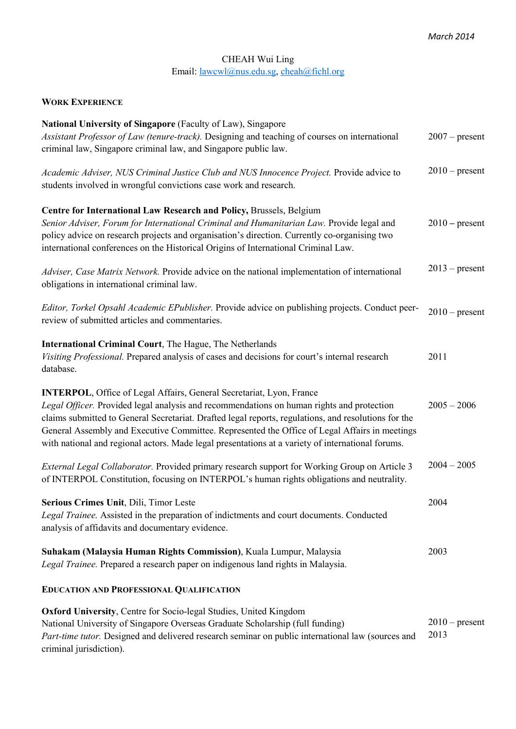*March 2014*

CHEAH Wui Ling

Email: lawcwl@nus.edu.sg, cheah@fichl.org

## WORK EXPERIENCE

**National University of Singapore** (Faculty of Law), Singapore

*Assistant Professor of Law (tenure-track).* Designing and teaching of courses on international criminal law, Singapore criminal law, and Singapore public law. — 2007 – present

*Academic Adviser, NUS Criminal Justice Club and NUS Innocence Project.* Provide advice to students involved in wrongful convictions case work and research. — 2010 – present

**Centre for International Law Research and Policy,** Brussels, Belgium

*Senior Adviser, Forum for International Criminal and Humanitarian Law.* Provide legal and policy advice on research projects and organisation's direction. Currently co-organising two international conferences on the Historical Origins of International Criminal Law. — 2010 – present

*Adviser, Case Matrix Network.* Provide advice on the national implementation of international obligations in international criminal law. — 2013 – present

*Editor, Torkel Opsahl Academic EPublisher.* Provide advice on publishing projects. Conduct peer-review of submitted articles and commentaries. — 2010 – present

**International Criminal Court**, The Hague, The Netherlands

*Visiting Professional.* Prepared analysis of cases and decisions for court's internal research database. — 2011

**INTERPOL**, Office of Legal Affairs, General Secretariat, Lyon, France

*Legal Officer.* Provided legal analysis and recommendations on human rights and protection claims submitted to General Secretariat. Drafted legal reports, regulations, and resolutions for the General Assembly and Executive Committee. Represented the Office of Legal Affairs in meetings with national and regional actors. Made legal presentations at a variety of international forums. — 2005 – 2006

*External Legal Collaborator.* Provided primary research support for Working Group on Article 3 of INTERPOL Constitution, focusing on INTERPOL's human rights obligations and neutrality. — 2004 – 2005

**Serious Crimes Unit**, Dili, Timor Leste — 2004

*Legal Trainee.* Assisted in the preparation of indictments and court documents. Conducted analysis of affidavits and documentary evidence.

**Suhakam (Malaysia Human Rights Commission)**, Kuala Lumpur, Malaysia — 2003

*Legal Trainee.* Prepared a research paper on indigenous land rights in Malaysia.

## EDUCATION AND PROFESSIONAL QUALIFICATION

**Oxford University**, Centre for Socio-legal Studies, United Kingdom

National University of Singapore Overseas Graduate Scholarship (full funding) — 2010 – present

*Part-time tutor.* Designed and delivered research seminar on public international law (sources and criminal jurisdiction). — 2013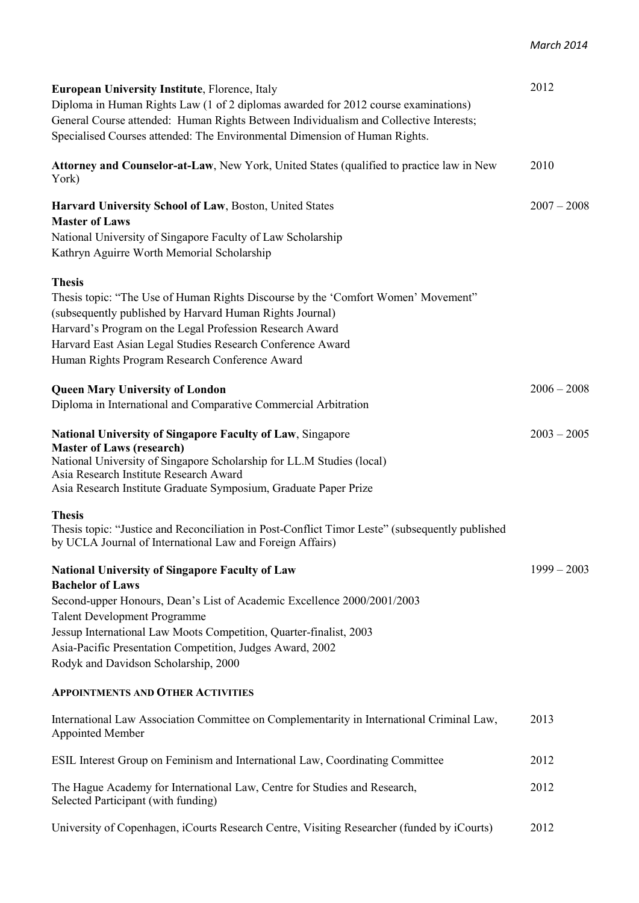**European University Institute**, Florence, Italy — 2012

Diploma in Human Rights Law (1 of 2 diplomas awarded for 2012 course examinations)
General Course attended: Human Rights Between Individualism and Collective Interests;
Specialised Courses attended: The Environmental Dimension of Human Rights.

**Attorney and Counselor-at-Law**, New York, United States (qualified to practice law in New York) — 2010

**Harvard University School of Law**, Boston, United States — 2007 – 2008
**Master of Laws**
National University of Singapore Faculty of Law Scholarship
Kathryn Aguirre Worth Memorial Scholarship

**Thesis**
Thesis topic: "The Use of Human Rights Discourse by the 'Comfort Women' Movement" (subsequently published by Harvard Human Rights Journal)
Harvard's Program on the Legal Profession Research Award
Harvard East Asian Legal Studies Research Conference Award
Human Rights Program Research Conference Award

**Queen Mary University of London** — 2006 – 2008
Diploma in International and Comparative Commercial Arbitration

**National University of Singapore Faculty of Law**, Singapore — 2003 – 2005
**Master of Laws (research)**
National University of Singapore Scholarship for LL.M Studies (local)
Asia Research Institute Research Award
Asia Research Institute Graduate Symposium, Graduate Paper Prize

**Thesis**
Thesis topic: "Justice and Reconciliation in Post-Conflict Timor Leste" (subsequently published by UCLA Journal of International Law and Foreign Affairs)

**National University of Singapore Faculty of Law** — 1999 – 2003
**Bachelor of Laws**
Second-upper Honours, Dean's List of Academic Excellence 2000/2001/2003
Talent Development Programme
Jessup International Law Moots Competition, Quarter-finalist, 2003
Asia-Pacific Presentation Competition, Judges Award, 2002
Rodyk and Davidson Scholarship, 2000

## APPOINTMENTS AND OTHER ACTIVITIES

International Law Association Committee on Complementarity in International Criminal Law, Appointed Member — 2013

ESIL Interest Group on Feminism and International Law, Coordinating Committee — 2012

The Hague Academy for International Law, Centre for Studies and Research, Selected Participant (with funding) — 2012

University of Copenhagen, iCourts Research Centre, Visiting Researcher (funded by iCourts) — 2012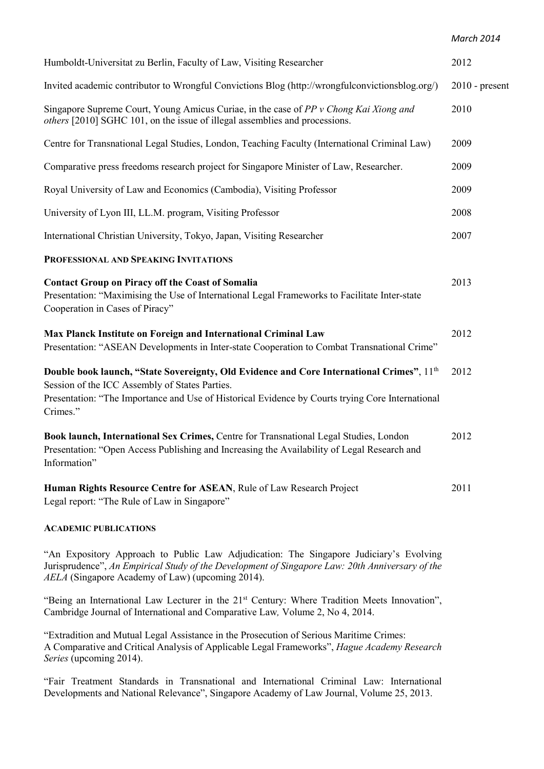| | |
|---|---|
| Humboldt-Universitat zu Berlin, Faculty of Law, Visiting Researcher | 2012 |
| Invited academic contributor to Wrongful Convictions Blog (http://wrongfulconvictionsblog.org/) | 2010 - present |
| Singapore Supreme Court, Young Amicus Curiae, in the case of *PP v Chong Kai Xiong and others* [2010] SGHC 101, on the issue of illegal assemblies and processions. | 2010 |
| Centre for Transnational Legal Studies, London, Teaching Faculty (International Criminal Law) | 2009 |
| Comparative press freedoms research project for Singapore Minister of Law, Researcher. | 2009 |
| Royal University of Law and Economics (Cambodia), Visiting Professor | 2009 |
| University of Lyon III, LL.M. program, Visiting Professor | 2008 |
| International Christian University, Tokyo, Japan, Visiting Researcher | 2007 |

### PROFESSIONAL AND SPEAKING INVITATIONS

| | |
|---|---|
| **Contact Group on Piracy off the Coast of Somalia**<br>Presentation: "Maximising the Use of International Legal Frameworks to Facilitate Inter-state Cooperation in Cases of Piracy" | 2013 |
| **Max Planck Institute on Foreign and International Criminal Law**<br>Presentation: "ASEAN Developments in Inter-state Cooperation to Combat Transnational Crime" | 2012 |
| **Double book launch, "State Sovereignty, Old Evidence and Core International Crimes"**, 11th Session of the ICC Assembly of States Parties.<br>Presentation: "The Importance and Use of Historical Evidence by Courts trying Core International Crimes." | 2012 |
| **Book launch, International Sex Crimes,** Centre for Transnational Legal Studies, London<br>Presentation: "Open Access Publishing and Increasing the Availability of Legal Research and Information" | 2012 |
| **Human Rights Resource Centre for ASEAN**, Rule of Law Research Project<br>Legal report: "The Rule of Law in Singapore" | 2011 |

### ACADEMIC PUBLICATIONS

"An Expository Approach to Public Law Adjudication: The Singapore Judiciary's Evolving Jurisprudence", *An Empirical Study of the Development of Singapore Law: 20th Anniversary of the AELA* (Singapore Academy of Law) (upcoming 2014).

"Being an International Law Lecturer in the 21st Century: Where Tradition Meets Innovation", Cambridge Journal of International and Comparative Law*,* Volume 2, No 4, 2014.

"Extradition and Mutual Legal Assistance in the Prosecution of Serious Maritime Crimes: A Comparative and Critical Analysis of Applicable Legal Frameworks", *Hague Academy Research Series* (upcoming 2014).

"Fair Treatment Standards in Transnational and International Criminal Law: International Developments and National Relevance", Singapore Academy of Law Journal, Volume 25, 2013.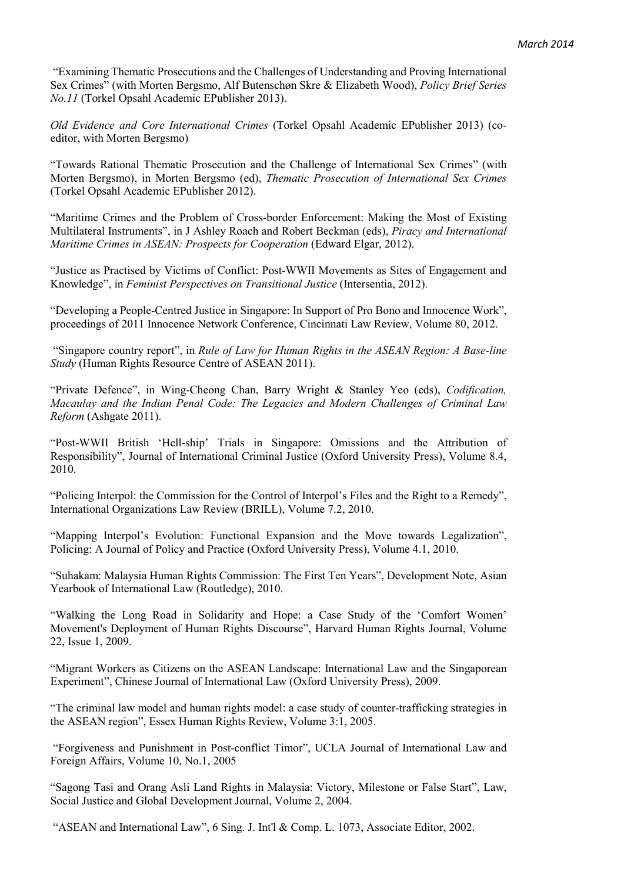"Examining Thematic Prosecutions and the Challenges of Understanding and Proving International Sex Crimes" (with Morten Bergsmo, Alf Butenschøn Skre & Elizabeth Wood), *Policy Brief Series No.11* (Torkel Opsahl Academic EPublisher 2013).

*Old Evidence and Core International Crimes* (Torkel Opsahl Academic EPublisher 2013) (co-editor, with Morten Bergsmo)

"Towards Rational Thematic Prosecution and the Challenge of International Sex Crimes" (with Morten Bergsmo), in Morten Bergsmo (ed), *Thematic Prosecution of International Sex Crimes* (Torkel Opsahl Academic EPublisher 2012).

"Maritime Crimes and the Problem of Cross-border Enforcement: Making the Most of Existing Multilateral Instruments", in J Ashley Roach and Robert Beckman (eds), *Piracy and International Maritime Crimes in ASEAN: Prospects for Cooperation* (Edward Elgar, 2012).

"Justice as Practised by Victims of Conflict: Post-WWII Movements as Sites of Engagement and Knowledge", in *Feminist Perspectives on Transitional Justice* (Intersentia, 2012).

"Developing a People-Centred Justice in Singapore: In Support of Pro Bono and Innocence Work", proceedings of 2011 Innocence Network Conference, Cincinnati Law Review, Volume 80, 2012.

"Singapore country report", in *Rule of Law for Human Rights in the ASEAN Region: A Base-line Study* (Human Rights Resource Centre of ASEAN 2011).

"Private Defence", in Wing-Cheong Chan, Barry Wright & Stanley Yeo (eds), *Codification, Macaulay and the Indian Penal Code: The Legacies and Modern Challenges of Criminal Law Reform* (Ashgate 2011).

"Post-WWII British 'Hell-ship' Trials in Singapore: Omissions and the Attribution of Responsibility", Journal of International Criminal Justice (Oxford University Press), Volume 8.4, 2010.

"Policing Interpol: the Commission for the Control of Interpol's Files and the Right to a Remedy", International Organizations Law Review (BRILL), Volume 7.2, 2010.

"Mapping Interpol's Evolution: Functional Expansion and the Move towards Legalization", Policing: A Journal of Policy and Practice (Oxford University Press), Volume 4.1, 2010.

"Suhakam: Malaysia Human Rights Commission: The First Ten Years", Development Note, Asian Yearbook of International Law (Routledge), 2010.

"Walking the Long Road in Solidarity and Hope: a Case Study of the 'Comfort Women' Movement's Deployment of Human Rights Discourse", Harvard Human Rights Journal, Volume 22, Issue 1, 2009.

"Migrant Workers as Citizens on the ASEAN Landscape: International Law and the Singaporean Experiment", Chinese Journal of International Law (Oxford University Press), 2009.

"The criminal law model and human rights model: a case study of counter-trafficking strategies in the ASEAN region", Essex Human Rights Review, Volume 3:1, 2005.

"Forgiveness and Punishment in Post-conflict Timor", UCLA Journal of International Law and Foreign Affairs, Volume 10, No.1, 2005

"Sagong Tasi and Orang Asli Land Rights in Malaysia: Victory, Milestone or False Start", Law, Social Justice and Global Development Journal, Volume 2, 2004.

"ASEAN and International Law", 6 Sing. J. Int'l & Comp. L. 1073, Associate Editor, 2002.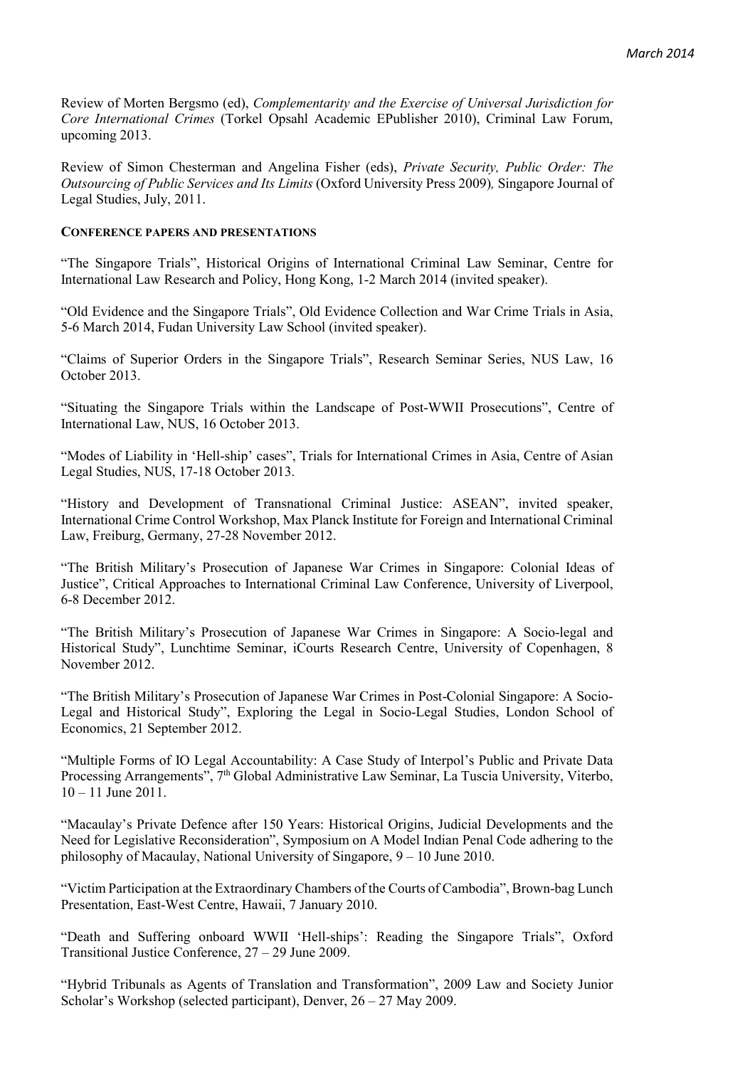Review of Morten Bergsmo (ed), *Complementarity and the Exercise of Universal Jurisdiction for Core International Crimes* (Torkel Opsahl Academic EPublisher 2010), Criminal Law Forum, upcoming 2013.

Review of Simon Chesterman and Angelina Fisher (eds), *Private Security, Public Order: The Outsourcing of Public Services and Its Limits* (Oxford University Press 2009)*,* Singapore Journal of Legal Studies, July, 2011.

**CONFERENCE PAPERS AND PRESENTATIONS**

"The Singapore Trials", Historical Origins of International Criminal Law Seminar, Centre for International Law Research and Policy, Hong Kong, 1-2 March 2014 (invited speaker).

"Old Evidence and the Singapore Trials", Old Evidence Collection and War Crime Trials in Asia, 5-6 March 2014, Fudan University Law School (invited speaker).

"Claims of Superior Orders in the Singapore Trials", Research Seminar Series, NUS Law, 16 October 2013.

"Situating the Singapore Trials within the Landscape of Post-WWII Prosecutions", Centre of International Law, NUS, 16 October 2013.

"Modes of Liability in 'Hell-ship' cases", Trials for International Crimes in Asia, Centre of Asian Legal Studies, NUS, 17-18 October 2013.

"History and Development of Transnational Criminal Justice: ASEAN", invited speaker, International Crime Control Workshop, Max Planck Institute for Foreign and International Criminal Law, Freiburg, Germany, 27-28 November 2012.

"The British Military's Prosecution of Japanese War Crimes in Singapore: Colonial Ideas of Justice", Critical Approaches to International Criminal Law Conference, University of Liverpool, 6-8 December 2012.

"The British Military's Prosecution of Japanese War Crimes in Singapore: A Socio-legal and Historical Study", Lunchtime Seminar, iCourts Research Centre, University of Copenhagen, 8 November 2012.

"The British Military's Prosecution of Japanese War Crimes in Post-Colonial Singapore: A Socio-Legal and Historical Study", Exploring the Legal in Socio-Legal Studies, London School of Economics, 21 September 2012.

"Multiple Forms of IO Legal Accountability: A Case Study of Interpol's Public and Private Data Processing Arrangements", 7th Global Administrative Law Seminar, La Tuscia University, Viterbo, 10 – 11 June 2011.

"Macaulay's Private Defence after 150 Years: Historical Origins, Judicial Developments and the Need for Legislative Reconsideration", Symposium on A Model Indian Penal Code adhering to the philosophy of Macaulay, National University of Singapore, 9 – 10 June 2010.

"Victim Participation at the Extraordinary Chambers of the Courts of Cambodia", Brown-bag Lunch Presentation, East-West Centre, Hawaii, 7 January 2010.

"Death and Suffering onboard WWII 'Hell-ships': Reading the Singapore Trials", Oxford Transitional Justice Conference, 27 – 29 June 2009.

"Hybrid Tribunals as Agents of Translation and Transformation", 2009 Law and Society Junior Scholar's Workshop (selected participant), Denver, 26 – 27 May 2009.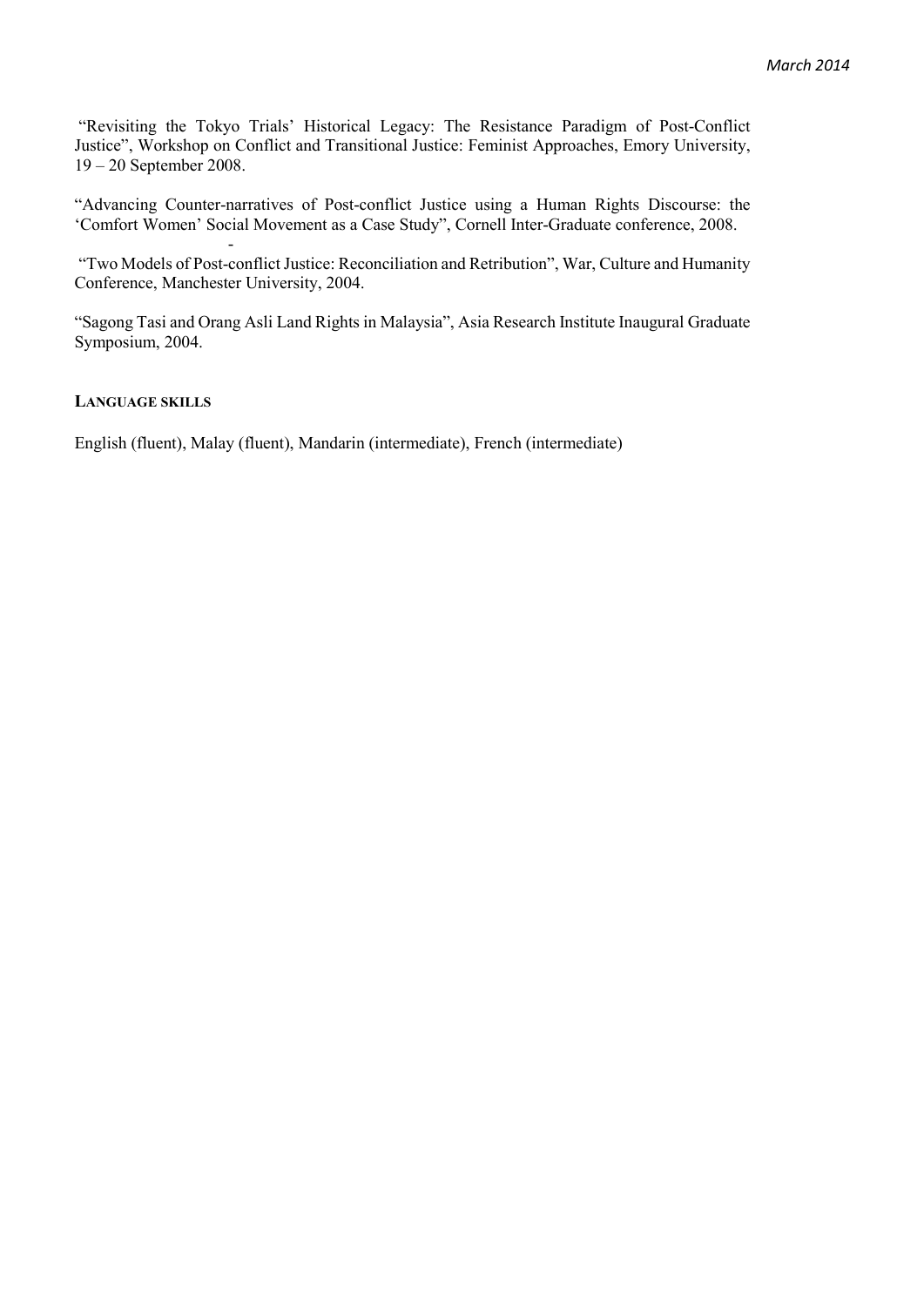"Revisiting the Tokyo Trials' Historical Legacy: The Resistance Paradigm of Post-Conflict Justice", Workshop on Conflict and Transitional Justice: Feminist Approaches, Emory University, 19 – 20 September 2008.

"Advancing Counter-narratives of Post-conflict Justice using a Human Rights Discourse: the 'Comfort Women' Social Movement as a Case Study", Cornell Inter-Graduate conference, 2008.

"Two Models of Post-conflict Justice: Reconciliation and Retribution", War, Culture and Humanity Conference, Manchester University, 2004.

"Sagong Tasi and Orang Asli Land Rights in Malaysia", Asia Research Institute Inaugural Graduate Symposium, 2004.

**LANGUAGE SKILLS**

English (fluent), Malay (fluent), Mandarin (intermediate), French (intermediate)